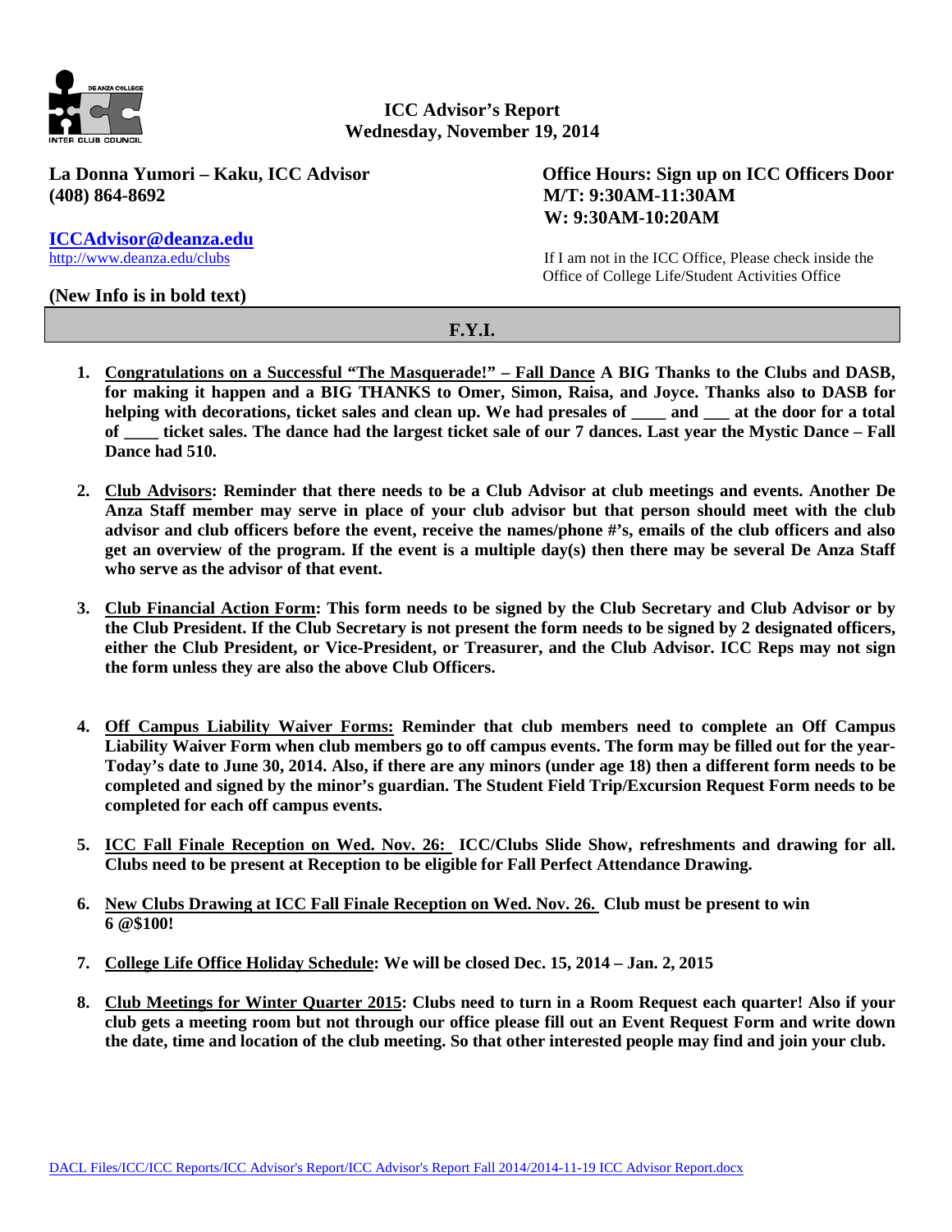# ICC Advisor's Report
## Wednesday, November 19, 2014

**La Donna Yumori – Kaku, ICC Advisor**
**(408) 864-8692**

**ICCAdvisor@deanza.edu**
http://www.deanza.edu/clubs

**Office Hours: Sign up on ICC Officers Door**
**M/T: 9:30AM-11:30AM**
**W: 9:30AM-10:20AM**

If I am not in the ICC Office, Please check inside the Office of College Life/Student Activities Office

**(New Info is in bold text)**

## F.Y.I.

1. **Congratulations on a Successful "The Masquerade!" – Fall Dance A BIG Thanks to the Clubs and DASB, for making it happen and a BIG THANKS to Omer, Simon, Raisa, and Joyce. Thanks also to DASB for helping with decorations, ticket sales and clean up. We had presales of ____ and ___ at the door for a total of ____ ticket sales. The dance had the largest ticket sale of our 7 dances. Last year the Mystic Dance – Fall Dance had 510.**

2. **Club Advisors: Reminder that there needs to be a Club Advisor at club meetings and events. Another De Anza Staff member may serve in place of your club advisor but that person should meet with the club advisor and club officers before the event, receive the names/phone #'s, emails of the club officers and also get an overview of the program. If the event is a multiple day(s) then there may be several De Anza Staff who serve as the advisor of that event.**

3. **Club Financial Action Form: This form needs to be signed by the Club Secretary and Club Advisor or by the Club President. If the Club Secretary is not present the form needs to be signed by 2 designated officers, either the Club President, or Vice-President, or Treasurer, and the Club Advisor. ICC Reps may not sign the form unless they are also the above Club Officers.**

4. **Off Campus Liability Waiver Forms: Reminder that club members need to complete an Off Campus Liability Waiver Form when club members go to off campus events. The form may be filled out for the year-Today's date to June 30, 2014. Also, if there are any minors (under age 18) then a different form needs to be completed and signed by the minor's guardian. The Student Field Trip/Excursion Request Form needs to be completed for each off campus events.**

5. **ICC Fall Finale Reception on Wed. Nov. 26: ICC/Clubs Slide Show, refreshments and drawing for all. Clubs need to be present at Reception to be eligible for Fall Perfect Attendance Drawing.**

6. **New Clubs Drawing at ICC Fall Finale Reception on Wed. Nov. 26. Club must be present to win 6 @$100!**

7. **College Life Office Holiday Schedule: We will be closed Dec. 15, 2014 – Jan. 2, 2015**

8. **Club Meetings for Winter Quarter 2015: Clubs need to turn in a Room Request each quarter! Also if your club gets a meeting room but not through our office please fill out an Event Request Form and write down the date, time and location of the club meeting. So that other interested people may find and join your club.**

DACL Files/ICC/ICC Reports/ICC Advisor's Report/ICC Advisor's Report Fall 2014/2014-11-19 ICC Advisor Report.docx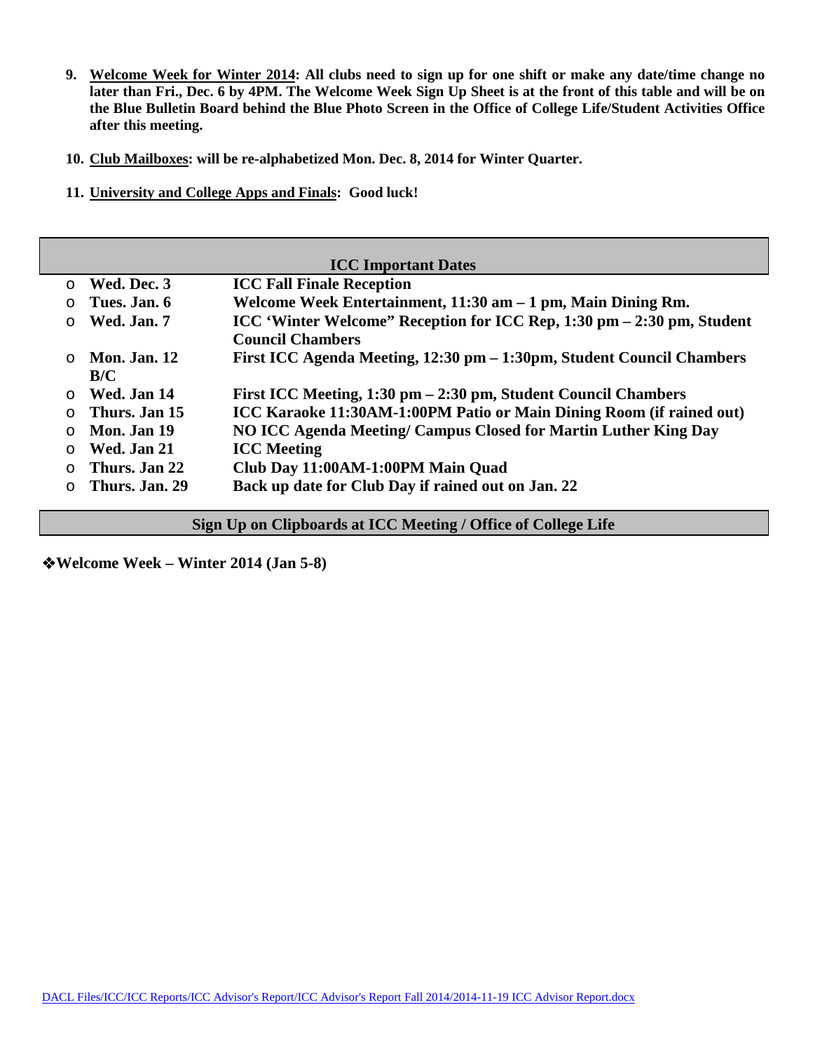9. **<u>Welcome Week for Winter 2014</u>: All clubs need to sign up for one shift or make any date/time change no later than Fri., Dec. 6 by 4PM. The Welcome Week Sign Up Sheet is at the front of this table and will be on the Blue Bulletin Board behind the Blue Photo Screen in the Office of College Life/Student Activities Office after this meeting.**

10. **<u>Club Mailboxes</u>: will be re-alphabetized Mon. Dec. 8, 2014 for Winter Quarter.**

11. **<u>University and College Apps and Finals</u>: Good luck!**

**ICC Important Dates**

- **Wed. Dec. 3** — **ICC Fall Finale Reception**
- **Tues. Jan. 6** — **Welcome Week Entertainment, 11:30 am – 1 pm, Main Dining Rm.**
- **Wed. Jan. 7** — **ICC 'Winter Welcome" Reception for ICC Rep, 1:30 pm – 2:30 pm, Student Council Chambers**
- **Mon. Jan. 12 B/C** — **First ICC Agenda Meeting, 12:30 pm – 1:30pm, Student Council Chambers**
- **Wed. Jan 14** — **First ICC Meeting, 1:30 pm – 2:30 pm, Student Council Chambers**
- **Thurs. Jan 15** — **ICC Karaoke 11:30AM-1:00PM Patio or Main Dining Room (if rained out)**
- **Mon. Jan 19** — **NO ICC Agenda Meeting/ Campus Closed for Martin Luther King Day**
- **Wed. Jan 21** — **ICC Meeting**
- **Thurs. Jan 22** — **Club Day 11:00AM-1:00PM Main Quad**
- **Thurs. Jan. 29** — **Back up date for Club Day if rained out on Jan. 22**

**Sign Up on Clipboards at ICC Meeting / Office of College Life**

❖**Welcome Week – Winter 2014 (Jan 5-8)**

DACL Files/ICC/ICC Reports/ICC Advisor's Report/ICC Advisor's Report Fall 2014/2014-11-19 ICC Advisor Report.docx